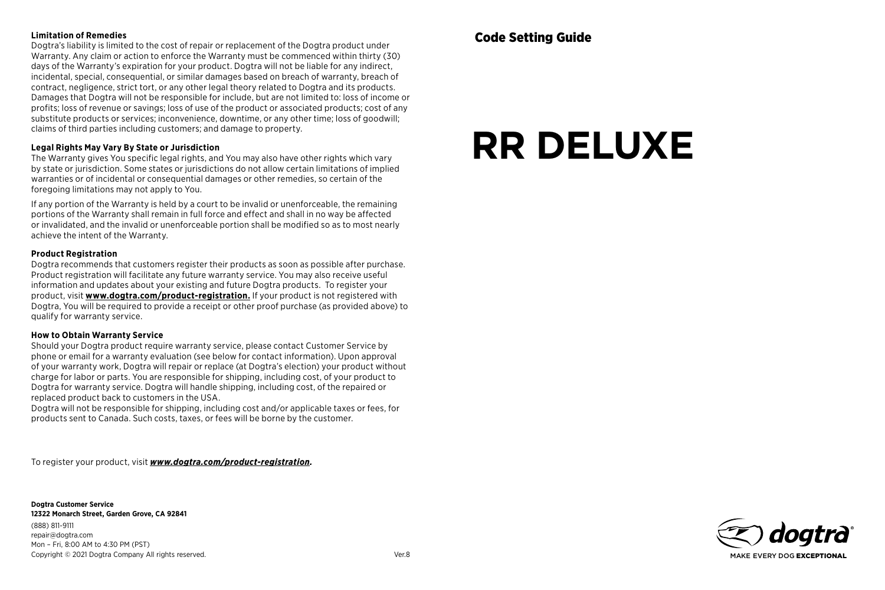### Limitation of Remedies

Dogtra's liability is limited to the cost of repair or replacement of the Dogtra product under Warranty. Any claim or action to enforce the Warranty must be commenced within thirty (30) days of the Warranty's expiration for your product. Dogtra will not be liable for any indirect, incidental, special, consequential, or similar damages based on breach of warranty, breach of contract, negligence, strict tort, or any other legal theory related to Dogtra and its products. Damages that Dogtra will not be responsible for include, but are not limited to: loss of income or profits; loss of revenue or savings; loss of use of the product or associated products; cost of any substitute products or services; inconvenience, downtime, or any other time; loss of goodwill; claims of third parties including customers; and damage to property.

### Legal Rights May Vary By State or Jurisdiction

The Warranty gives You specific legal rights, and You may also have other rights which vary by state or jurisdiction. Some states or jurisdictions do not allow certain limitations of implied warranties or of incidental or consequential damages or other remedies, so certain of the foregoing limitations may not apply to You.

If any portion of the Warranty is held by a court to be invalid or unenforceable, the remaining portions of the Warranty shall remain in full force and effect and shall in no way be affected or invalidated, and the invalid or unenforceable portion shall be modified so as to most nearly achieve the intent of the Warranty.

### Product Registration

Dogtra recommends that customers register their products as soon as possible after purchase. Product registration will facilitate any future warranty service. You may also receive useful information and updates about your existing and future Dogtra products. To register your product, visit **www.dogtra.com/product-registration.** If your product is not registered with Dogtra, You will be required to provide a receipt or other proof purchase (as provided above) to qualify for warranty service.

### How to Obtain Warranty Service

Should your Dogtra product require warranty service, please contact Customer Service by phone or email for a warranty evaluation (see below for contact information). Upon approval of your warranty work, Dogtra will repair or replace (at Dogtra's election) your product without charge for labor or parts. You are responsible for shipping, including cost, of your product to Dogtra for warranty service. Dogtra will handle shipping, including cost, of the repaired or replaced product back to customers in the USA.

Dogtra will not be responsible for shipping, including cost and/or applicable taxes or fees, for products sent to Canada. Such costs, taxes, or fees will be borne by the customer.

To register your product, visit ***www.dogtra.com/product-registration.***

**Dogtra Customer Service**
**12322 Monarch Street, Garden Grove, CA 92841**
(888) 811-9111
repair@dogtra.com
Mon – Fri, 8:00 AM to 4:30 PM (PST)
Copyright © 2021 Dogtra Company All rights reserved.

Ver.8

## Code Setting Guide

# RR DELUXE

dogtra®
MAKE EVERY DOG **EXCEPTIONAL**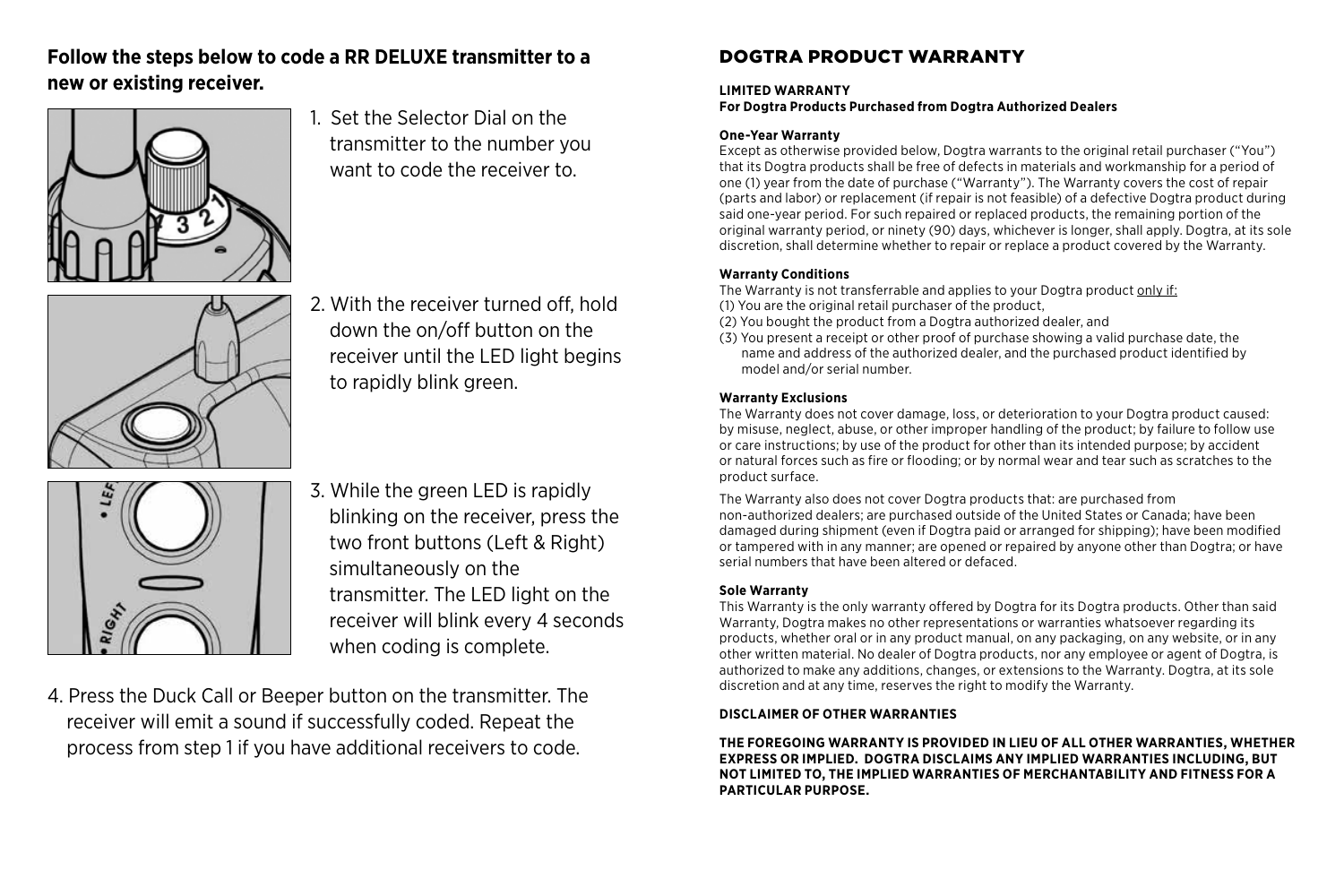**Follow the steps below to code a RR DELUXE transmitter to a new or existing receiver.**

1. Set the Selector Dial on the transmitter to the number you want to code the receiver to.

2. With the receiver turned off, hold down the on/off button on the receiver until the LED light begins to rapidly blink green.

3. While the green LED is rapidly blinking on the receiver, press the two front buttons (Left & Right) simultaneously on the transmitter. The LED light on the receiver will blink every 4 seconds when coding is complete.

4. Press the Duck Call or Beeper button on the transmitter. The receiver will emit a sound if successfully coded. Repeat the process from step 1 if you have additional receivers to code.

## DOGTRA PRODUCT WARRANTY

**LIMITED WARRANTY**
**For Dogtra Products Purchased from Dogtra Authorized Dealers**

**One-Year Warranty**

Except as otherwise provided below, Dogtra warrants to the original retail purchaser ("You") that its Dogtra products shall be free of defects in materials and workmanship for a period of one (1) year from the date of purchase ("Warranty"). The Warranty covers the cost of repair (parts and labor) or replacement (if repair is not feasible) of a defective Dogtra product during said one-year period. For such repaired or replaced products, the remaining portion of the original warranty period, or ninety (90) days, whichever is longer, shall apply. Dogtra, at its sole discretion, shall determine whether to repair or replace a product covered by the Warranty.

**Warranty Conditions**

The Warranty is not transferrable and applies to your Dogtra product only if:
(1) You are the original retail purchaser of the product,
(2) You bought the product from a Dogtra authorized dealer, and
(3) You present a receipt or other proof of purchase showing a valid purchase date, the name and address of the authorized dealer, and the purchased product identified by model and/or serial number.

**Warranty Exclusions**

The Warranty does not cover damage, loss, or deterioration to your Dogtra product caused: by misuse, neglect, abuse, or other improper handling of the product; by failure to follow use or care instructions; by use of the product for other than its intended purpose; by accident or natural forces such as fire or flooding; or by normal wear and tear such as scratches to the product surface.

The Warranty also does not cover Dogtra products that: are purchased from non-authorized dealers; are purchased outside of the United States or Canada; have been damaged during shipment (even if Dogtra paid or arranged for shipping); have been modified or tampered with in any manner; are opened or repaired by anyone other than Dogtra; or have serial numbers that have been altered or defaced.

**Sole Warranty**

This Warranty is the only warranty offered by Dogtra for its Dogtra products. Other than said Warranty, Dogtra makes no other representations or warranties whatsoever regarding its products, whether oral or in any product manual, on any packaging, on any website, or in any other written material. No dealer of Dogtra products, nor any employee or agent of Dogtra, is authorized to make any additions, changes, or extensions to the Warranty. Dogtra, at its sole discretion and at any time, reserves the right to modify the Warranty.

**DISCLAIMER OF OTHER WARRANTIES**

**THE FOREGOING WARRANTY IS PROVIDED IN LIEU OF ALL OTHER WARRANTIES, WHETHER EXPRESS OR IMPLIED. DOGTRA DISCLAIMS ANY IMPLIED WARRANTIES INCLUDING, BUT NOT LIMITED TO, THE IMPLIED WARRANTIES OF MERCHANTABILITY AND FITNESS FOR A PARTICULAR PURPOSE.**